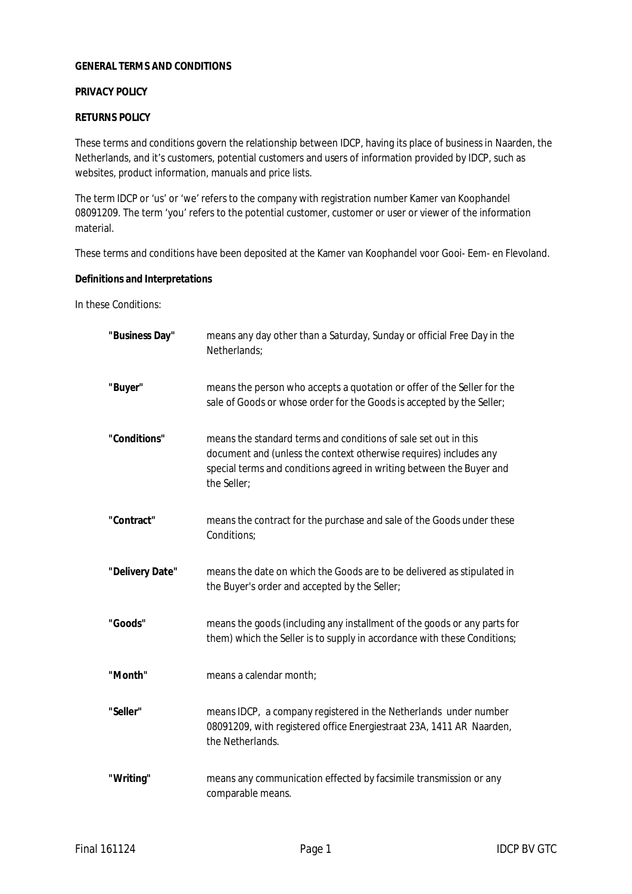**GENERAL TERMS AND CONDITIONS**

**PRIVACY POLICY**

**RETURNS POLICY**

These terms and conditions govern the relationship between IDCP, having its place of business in Naarden, the Netherlands, and it's customers, potential customers and users of information provided by IDCP, such as websites, product information, manuals and price lists.

The term IDCP or 'us' or 'we' refers to the company with registration number Kamer van Koophandel 08091209. The term 'you' refers to the potential customer, customer or user or viewer of the information material.

These terms and conditions have been deposited at the Kamer van Koophandel voor Gooi- Eem- en Flevoland.

**Definitions and Interpretations**

In these Conditions:

| | |
|---|---|
| **"Business Day"** | means any day other than a Saturday, Sunday or official Free Day in the Netherlands; |
| **"Buyer"** | means the person who accepts a quotation or offer of the Seller for the sale of Goods or whose order for the Goods is accepted by the Seller; |
| **"Conditions"** | means the standard terms and conditions of sale set out in this document and (unless the context otherwise requires) includes any special terms and conditions agreed in writing between the Buyer and the Seller; |
| **"Contract"** | means the contract for the purchase and sale of the Goods under these Conditions; |
| **"Delivery Date"** | means the date on which the Goods are to be delivered as stipulated in the Buyer's order and accepted by the Seller; |
| **"Goods"** | means the goods (including any installment of the goods or any parts for them) which the Seller is to supply in accordance with these Conditions; |
| **"Month"** | means a calendar month; |
| **"Seller"** | means IDCP, a company registered in the Netherlands under number 08091209, with registered office Energiestraat 23A, 1411 AR Naarden, the Netherlands. |
| **"Writing"** | means any communication effected by facsimile transmission or any comparable means. |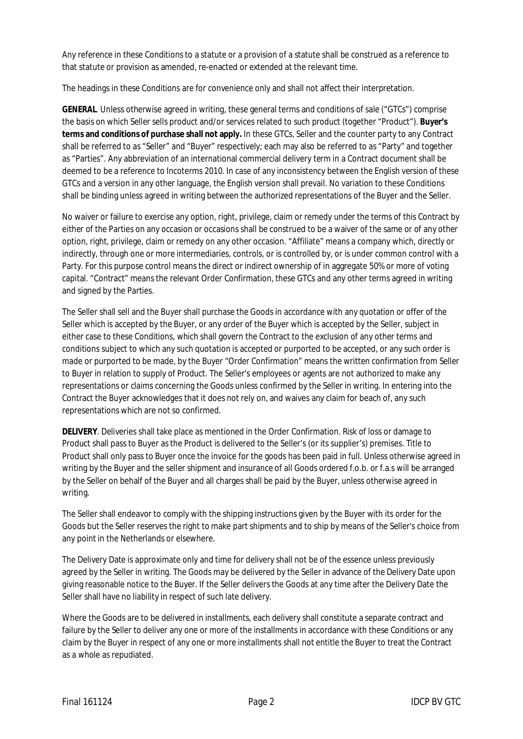Any reference in these Conditions to a statute or a provision of a statute shall be construed as a reference to that statute or provision as amended, re-enacted or extended at the relevant time.

The headings in these Conditions are for convenience only and shall not affect their interpretation.

**GENERAL**. Unless otherwise agreed in writing, these general terms and conditions of sale ("GTCs") comprise the basis on which Seller sells product and/or services related to such product (together "Product"). **Buyer's terms and conditions of purchase shall not apply.** In these GTCs, Seller and the counter party to any Contract shall be referred to as "Seller" and "Buyer" respectively; each may also be referred to as "Party" and together as "Parties". Any abbreviation of an international commercial delivery term in a Contract document shall be deemed to be a reference to Incoterms 2010. In case of any inconsistency between the English version of these GTCs and a version in any other language, the English version shall prevail. No variation to these Conditions shall be binding unless agreed in writing between the authorized representations of the Buyer and the Seller.

No waiver or failure to exercise any option, right, privilege, claim or remedy under the terms of this Contract by either of the Parties on any occasion or occasions shall be construed to be a waiver of the same or of any other option, right, privilege, claim or remedy on any other occasion. "Affiliate" means a company which, directly or indirectly, through one or more intermediaries, controls, or is controlled by, or is under common control with a Party. For this purpose control means the direct or indirect ownership of in aggregate 50% or more of voting capital. "Contract" means the relevant Order Confirmation, these GTCs and any other terms agreed in writing and signed by the Parties.

The Seller shall sell and the Buyer shall purchase the Goods in accordance with any quotation or offer of the Seller which is accepted by the Buyer, or any order of the Buyer which is accepted by the Seller, subject in either case to these Conditions, which shall govern the Contract to the exclusion of any other terms and conditions subject to which any such quotation is accepted or purported to be accepted, or any such order is made or purported to be made, by the Buyer "Order Confirmation" means the written confirmation from Seller to Buyer in relation to supply of Product. The Seller's employees or agents are not authorized to make any representations or claims concerning the Goods unless confirmed by the Seller in writing. In entering into the Contract the Buyer acknowledges that it does not rely on, and waives any claim for beach of, any such representations which are not so confirmed.

**DELIVERY**. Deliveries shall take place as mentioned in the Order Confirmation. Risk of loss or damage to Product shall pass to Buyer as the Product is delivered to the Seller's (or its supplier's) premises. Title to Product shall only pass to Buyer once the invoice for the goods has been paid in full. Unless otherwise agreed in writing by the Buyer and the seller shipment and insurance of all Goods ordered f.o.b. or f.a.s will be arranged by the Seller on behalf of the Buyer and all charges shall be paid by the Buyer, unless otherwise agreed in writing.

The Seller shall endeavor to comply with the shipping instructions given by the Buyer with its order for the Goods but the Seller reserves the right to make part shipments and to ship by means of the Seller's choice from any point in the Netherlands or elsewhere.

The Delivery Date is approximate only and time for delivery shall not be of the essence unless previously agreed by the Seller in writing. The Goods may be delivered by the Seller in advance of the Delivery Date upon giving reasonable notice to the Buyer. If the Seller delivers the Goods at any time after the Delivery Date the Seller shall have no liability in respect of such late delivery.

Where the Goods are to be delivered in installments, each delivery shall constitute a separate contract and failure by the Seller to deliver any one or more of the installments in accordance with these Conditions or any claim by the Buyer in respect of any one or more installments shall not entitle the Buyer to treat the Contract as a whole as repudiated.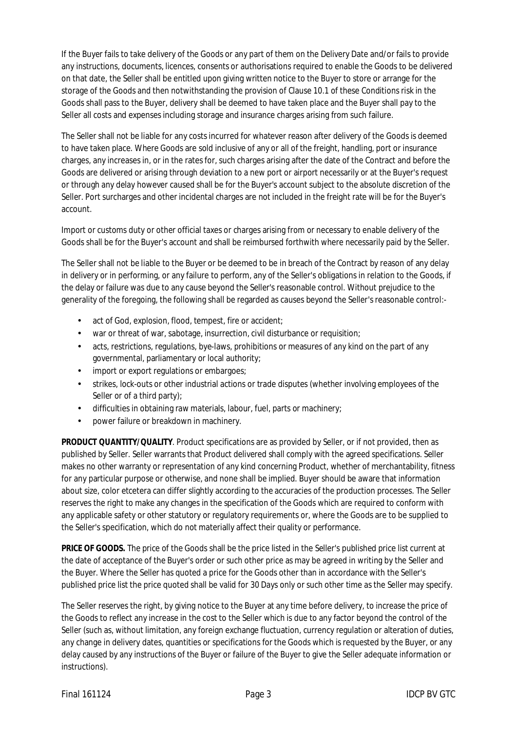If the Buyer fails to take delivery of the Goods or any part of them on the Delivery Date and/or fails to provide any instructions, documents, licences, consents or authorisations required to enable the Goods to be delivered on that date, the Seller shall be entitled upon giving written notice to the Buyer to store or arrange for the storage of the Goods and then notwithstanding the provision of Clause 10.1 of these Conditions risk in the Goods shall pass to the Buyer, delivery shall be deemed to have taken place and the Buyer shall pay to the Seller all costs and expenses including storage and insurance charges arising from such failure.

The Seller shall not be liable for any costs incurred for whatever reason after delivery of the Goods is deemed to have taken place. Where Goods are sold inclusive of any or all of the freight, handling, port or insurance charges, any increases in, or in the rates for, such charges arising after the date of the Contract and before the Goods are delivered or arising through deviation to a new port or airport necessarily or at the Buyer's request or through any delay however caused shall be for the Buyer's account subject to the absolute discretion of the Seller. Port surcharges and other incidental charges are not included in the freight rate will be for the Buyer's account.

Import or customs duty or other official taxes or charges arising from or necessary to enable delivery of the Goods shall be for the Buyer's account and shall be reimbursed forthwith where necessarily paid by the Seller.

The Seller shall not be liable to the Buyer or be deemed to be in breach of the Contract by reason of any delay in delivery or in performing, or any failure to perform, any of the Seller's obligations in relation to the Goods, if the delay or failure was due to any cause beyond the Seller's reasonable control. Without prejudice to the generality of the foregoing, the following shall be regarded as causes beyond the Seller's reasonable control:-

- act of God, explosion, flood, tempest, fire or accident;
- war or threat of war, sabotage, insurrection, civil disturbance or requisition;
- acts, restrictions, regulations, bye-laws, prohibitions or measures of any kind on the part of any governmental, parliamentary or local authority;
- import or export regulations or embargoes;
- strikes, lock-outs or other industrial actions or trade disputes (whether involving employees of the Seller or of a third party);
- difficulties in obtaining raw materials, labour, fuel, parts or machinery;
- power failure or breakdown in machinery.

**PRODUCT QUANTITY/QUALITY**. Product specifications are as provided by Seller, or if not provided, then as published by Seller. Seller warrants that Product delivered shall comply with the agreed specifications. Seller makes no other warranty or representation of any kind concerning Product, whether of merchantability, fitness for any particular purpose or otherwise, and none shall be implied. Buyer should be aware that information about size, color etcetera can differ slightly according to the accuracies of the production processes. The Seller reserves the right to make any changes in the specification of the Goods which are required to conform with any applicable safety or other statutory or regulatory requirements or, where the Goods are to be supplied to the Seller's specification, which do not materially affect their quality or performance.

**PRICE OF GOODS.** The price of the Goods shall be the price listed in the Seller's published price list current at the date of acceptance of the Buyer's order or such other price as may be agreed in writing by the Seller and the Buyer. Where the Seller has quoted a price for the Goods other than in accordance with the Seller's published price list the price quoted shall be valid for 30 Days only or such other time as the Seller may specify.

The Seller reserves the right, by giving notice to the Buyer at any time before delivery, to increase the price of the Goods to reflect any increase in the cost to the Seller which is due to any factor beyond the control of the Seller (such as, without limitation, any foreign exchange fluctuation, currency regulation or alteration of duties, any change in delivery dates, quantities or specifications for the Goods which is requested by the Buyer, or any delay caused by any instructions of the Buyer or failure of the Buyer to give the Seller adequate information or instructions).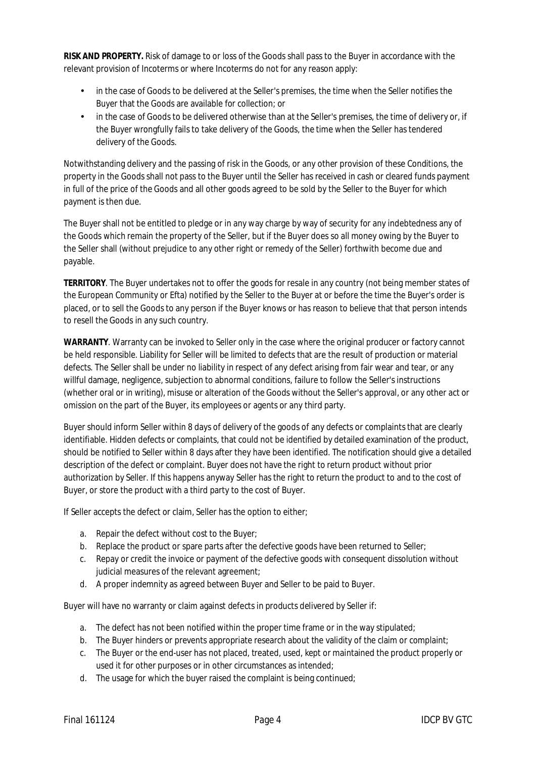**RISK AND PROPERTY.** Risk of damage to or loss of the Goods shall pass to the Buyer in accordance with the relevant provision of Incoterms or where Incoterms do not for any reason apply:

- in the case of Goods to be delivered at the Seller's premises, the time when the Seller notifies the Buyer that the Goods are available for collection; or
- in the case of Goods to be delivered otherwise than at the Seller's premises, the time of delivery or, if the Buyer wrongfully fails to take delivery of the Goods, the time when the Seller has tendered delivery of the Goods.

Notwithstanding delivery and the passing of risk in the Goods, or any other provision of these Conditions, the property in the Goods shall not pass to the Buyer until the Seller has received in cash or cleared funds payment in full of the price of the Goods and all other goods agreed to be sold by the Seller to the Buyer for which payment is then due.

The Buyer shall not be entitled to pledge or in any way charge by way of security for any indebtedness any of the Goods which remain the property of the Seller, but if the Buyer does so all money owing by the Buyer to the Seller shall (without prejudice to any other right or remedy of the Seller) forthwith become due and payable.

**TERRITORY**. The Buyer undertakes not to offer the goods for resale in any country (not being member states of the European Community or Efta) notified by the Seller to the Buyer at or before the time the Buyer's order is placed, or to sell the Goods to any person if the Buyer knows or has reason to believe that that person intends to resell the Goods in any such country.

**WARRANTY**. Warranty can be invoked to Seller only in the case where the original producer or factory cannot be held responsible. Liability for Seller will be limited to defects that are the result of production or material defects. The Seller shall be under no liability in respect of any defect arising from fair wear and tear, or any willful damage, negligence, subjection to abnormal conditions, failure to follow the Seller's instructions (whether oral or in writing), misuse or alteration of the Goods without the Seller's approval, or any other act or omission on the part of the Buyer, its employees or agents or any third party.

Buyer should inform Seller within 8 days of delivery of the goods of any defects or complaints that are clearly identifiable. Hidden defects or complaints, that could not be identified by detailed examination of the product, should be notified to Seller within 8 days after they have been identified. The notification should give a detailed description of the defect or complaint. Buyer does not have the right to return product without prior authorization by Seller. If this happens anyway Seller has the right to return the product to and to the cost of Buyer, or store the product with a third party to the cost of Buyer.

If Seller accepts the defect or claim, Seller has the option to either;

a. Repair the defect without cost to the Buyer;
b. Replace the product or spare parts after the defective goods have been returned to Seller;
c. Repay or credit the invoice or payment of the defective goods with consequent dissolution without judicial measures of the relevant agreement;
d. A proper indemnity as agreed between Buyer and Seller to be paid to Buyer.

Buyer will have no warranty or claim against defects in products delivered by Seller if:

a. The defect has not been notified within the proper time frame or in the way stipulated;
b. The Buyer hinders or prevents appropriate research about the validity of the claim or complaint;
c. The Buyer or the end-user has not placed, treated, used, kept or maintained the product properly or used it for other purposes or in other circumstances as intended;
d. The usage for which the buyer raised the complaint is being continued;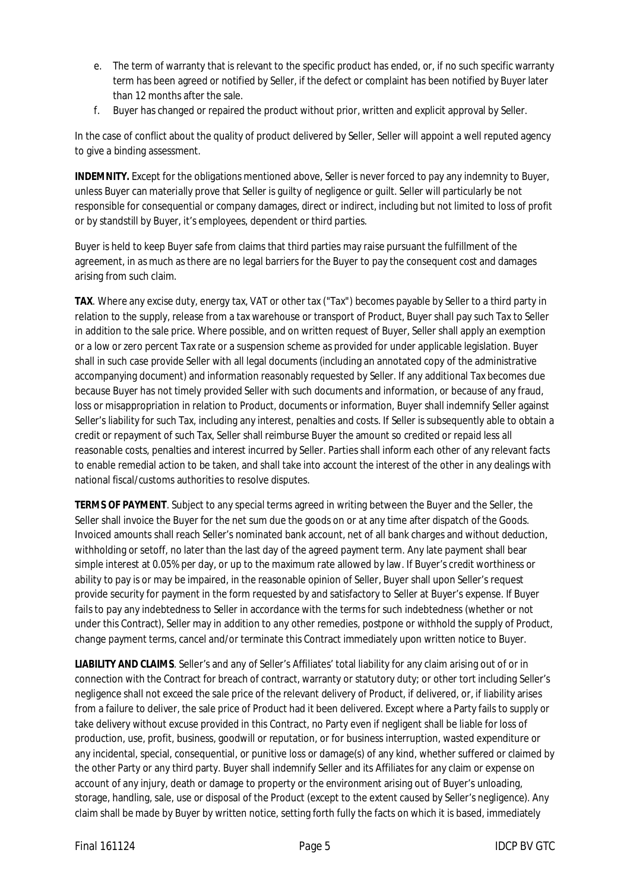e. The term of warranty that is relevant to the specific product has ended, or, if no such specific warranty term has been agreed or notified by Seller, if the defect or complaint has been notified by Buyer later than 12 months after the sale.
f. Buyer has changed or repaired the product without prior, written and explicit approval by Seller.

In the case of conflict about the quality of product delivered by Seller, Seller will appoint a well reputed agency to give a binding assessment.

**INDEMNITY.** Except for the obligations mentioned above, Seller is never forced to pay any indemnity to Buyer, unless Buyer can materially prove that Seller is guilty of negligence or guilt. Seller will particularly be not responsible for consequential or company damages, direct or indirect, including but not limited to loss of profit or by standstill by Buyer, it's employees, dependent or third parties.

Buyer is held to keep Buyer safe from claims that third parties may raise pursuant the fulfillment of the agreement, in as much as there are no legal barriers for the Buyer to pay the consequent cost and damages arising from such claim.

**TAX**. Where any excise duty, energy tax, VAT or other tax ("Tax") becomes payable by Seller to a third party in relation to the supply, release from a tax warehouse or transport of Product, Buyer shall pay such Tax to Seller in addition to the sale price. Where possible, and on written request of Buyer, Seller shall apply an exemption or a low or zero percent Tax rate or a suspension scheme as provided for under applicable legislation. Buyer shall in such case provide Seller with all legal documents (including an annotated copy of the administrative accompanying document) and information reasonably requested by Seller. If any additional Tax becomes due because Buyer has not timely provided Seller with such documents and information, or because of any fraud, loss or misappropriation in relation to Product, documents or information, Buyer shall indemnify Seller against Seller's liability for such Tax, including any interest, penalties and costs. If Seller is subsequently able to obtain a credit or repayment of such Tax, Seller shall reimburse Buyer the amount so credited or repaid less all reasonable costs, penalties and interest incurred by Seller. Parties shall inform each other of any relevant facts to enable remedial action to be taken, and shall take into account the interest of the other in any dealings with national fiscal/customs authorities to resolve disputes.

**TERMS OF PAYMENT**. Subject to any special terms agreed in writing between the Buyer and the Seller, the Seller shall invoice the Buyer for the net sum due the goods on or at any time after dispatch of the Goods. Invoiced amounts shall reach Seller's nominated bank account, net of all bank charges and without deduction, withholding or setoff, no later than the last day of the agreed payment term. Any late payment shall bear simple interest at 0.05% per day, or up to the maximum rate allowed by law. If Buyer's credit worthiness or ability to pay is or may be impaired, in the reasonable opinion of Seller, Buyer shall upon Seller's request provide security for payment in the form requested by and satisfactory to Seller at Buyer's expense. If Buyer fails to pay any indebtedness to Seller in accordance with the terms for such indebtedness (whether or not under this Contract), Seller may in addition to any other remedies, postpone or withhold the supply of Product, change payment terms, cancel and/or terminate this Contract immediately upon written notice to Buyer.

**LIABILITY AND CLAIMS**. Seller's and any of Seller's Affiliates' total liability for any claim arising out of or in connection with the Contract for breach of contract, warranty or statutory duty; or other tort including Seller's negligence shall not exceed the sale price of the relevant delivery of Product, if delivered, or, if liability arises from a failure to deliver, the sale price of Product had it been delivered. Except where a Party fails to supply or take delivery without excuse provided in this Contract, no Party even if negligent shall be liable for loss of production, use, profit, business, goodwill or reputation, or for business interruption, wasted expenditure or any incidental, special, consequential, or punitive loss or damage(s) of any kind, whether suffered or claimed by the other Party or any third party. Buyer shall indemnify Seller and its Affiliates for any claim or expense on account of any injury, death or damage to property or the environment arising out of Buyer's unloading, storage, handling, sale, use or disposal of the Product (except to the extent caused by Seller's negligence). Any claim shall be made by Buyer by written notice, setting forth fully the facts on which it is based, immediately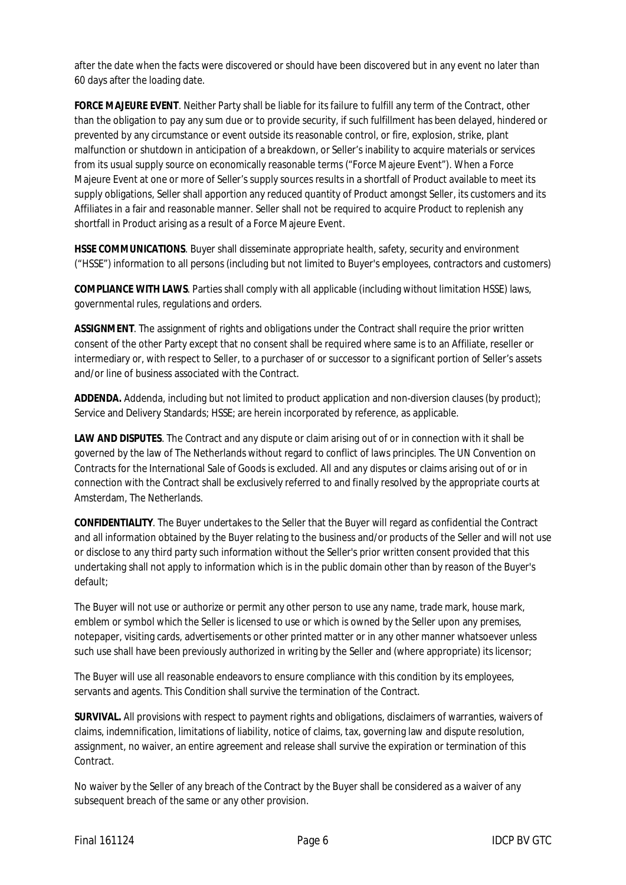after the date when the facts were discovered or should have been discovered but in any event no later than 60 days after the loading date.

**FORCE MAJEURE EVENT**. Neither Party shall be liable for its failure to fulfill any term of the Contract, other than the obligation to pay any sum due or to provide security, if such fulfillment has been delayed, hindered or prevented by any circumstance or event outside its reasonable control, or fire, explosion, strike, plant malfunction or shutdown in anticipation of a breakdown, or Seller's inability to acquire materials or services from its usual supply source on economically reasonable terms ("Force Majeure Event"). When a Force Majeure Event at one or more of Seller's supply sources results in a shortfall of Product available to meet its supply obligations, Seller shall apportion any reduced quantity of Product amongst Seller, its customers and its Affiliates in a fair and reasonable manner. Seller shall not be required to acquire Product to replenish any shortfall in Product arising as a result of a Force Majeure Event.

**HSSE COMMUNICATIONS**. Buyer shall disseminate appropriate health, safety, security and environment ("HSSE") information to all persons (including but not limited to Buyer's employees, contractors and customers)

**COMPLIANCE WITH LAWS**. Parties shall comply with all applicable (including without limitation HSSE) laws, governmental rules, regulations and orders.

**ASSIGNMENT**. The assignment of rights and obligations under the Contract shall require the prior written consent of the other Party except that no consent shall be required where same is to an Affiliate, reseller or intermediary or, with respect to Seller, to a purchaser of or successor to a significant portion of Seller's assets and/or line of business associated with the Contract.

**ADDENDA.** Addenda, including but not limited to product application and non-diversion clauses (by product); Service and Delivery Standards; HSSE; are herein incorporated by reference, as applicable.

**LAW AND DISPUTES**. The Contract and any dispute or claim arising out of or in connection with it shall be governed by the law of The Netherlands without regard to conflict of laws principles. The UN Convention on Contracts for the International Sale of Goods is excluded. All and any disputes or claims arising out of or in connection with the Contract shall be exclusively referred to and finally resolved by the appropriate courts at Amsterdam, The Netherlands.

**CONFIDENTIALITY**. The Buyer undertakes to the Seller that the Buyer will regard as confidential the Contract and all information obtained by the Buyer relating to the business and/or products of the Seller and will not use or disclose to any third party such information without the Seller's prior written consent provided that this undertaking shall not apply to information which is in the public domain other than by reason of the Buyer's default;

The Buyer will not use or authorize or permit any other person to use any name, trade mark, house mark, emblem or symbol which the Seller is licensed to use or which is owned by the Seller upon any premises, notepaper, visiting cards, advertisements or other printed matter or in any other manner whatsoever unless such use shall have been previously authorized in writing by the Seller and (where appropriate) its licensor;

The Buyer will use all reasonable endeavors to ensure compliance with this condition by its employees, servants and agents. This Condition shall survive the termination of the Contract.

**SURVIVAL.** All provisions with respect to payment rights and obligations, disclaimers of warranties, waivers of claims, indemnification, limitations of liability, notice of claims, tax, governing law and dispute resolution, assignment, no waiver, an entire agreement and release shall survive the expiration or termination of this Contract.

No waiver by the Seller of any breach of the Contract by the Buyer shall be considered as a waiver of any subsequent breach of the same or any other provision.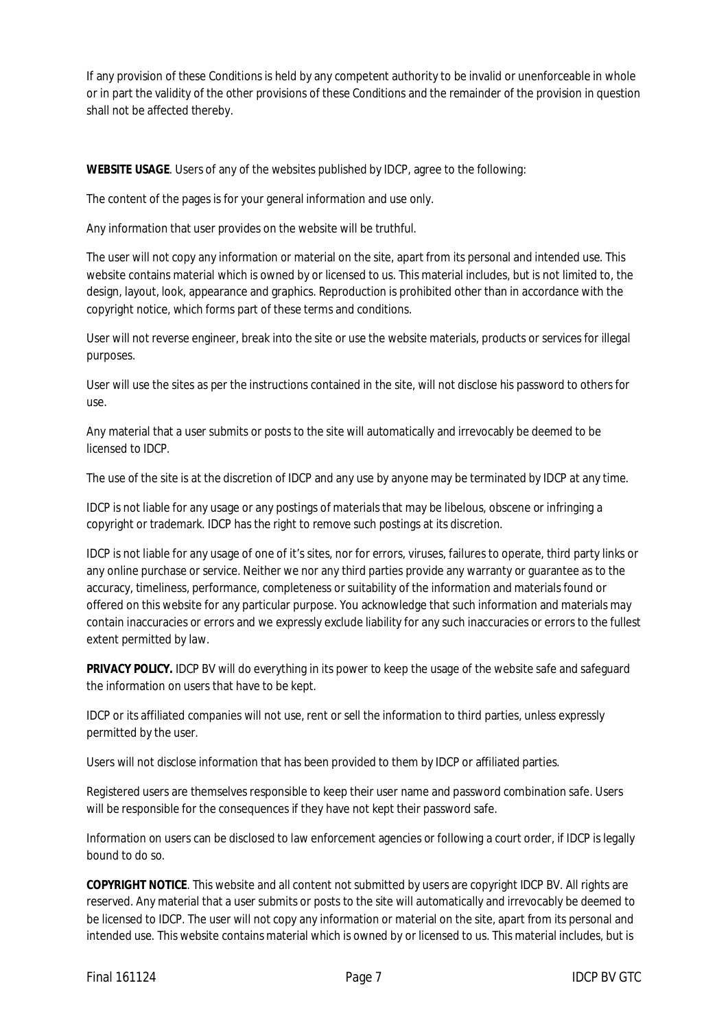If any provision of these Conditions is held by any competent authority to be invalid or unenforceable in whole or in part the validity of the other provisions of these Conditions and the remainder of the provision in question shall not be affected thereby.

**WEBSITE USAGE**. Users of any of the websites published by IDCP, agree to the following:

The content of the pages is for your general information and use only.

Any information that user provides on the website will be truthful.

The user will not copy any information or material on the site, apart from its personal and intended use. This website contains material which is owned by or licensed to us. This material includes, but is not limited to, the design, layout, look, appearance and graphics. Reproduction is prohibited other than in accordance with the copyright notice, which forms part of these terms and conditions.

User will not reverse engineer, break into the site or use the website materials, products or services for illegal purposes.

User will use the sites as per the instructions contained in the site, will not disclose his password to others for use.

Any material that a user submits or posts to the site will automatically and irrevocably be deemed to be licensed to IDCP.

The use of the site is at the discretion of IDCP and any use by anyone may be terminated by IDCP at any time.

IDCP is not liable for any usage or any postings of materials that may be libelous, obscene or infringing a copyright or trademark. IDCP has the right to remove such postings at its discretion.

IDCP is not liable for any usage of one of it's sites, nor for errors, viruses, failures to operate, third party links or any online purchase or service. Neither we nor any third parties provide any warranty or guarantee as to the accuracy, timeliness, performance, completeness or suitability of the information and materials found or offered on this website for any particular purpose. You acknowledge that such information and materials may contain inaccuracies or errors and we expressly exclude liability for any such inaccuracies or errors to the fullest extent permitted by law.

**PRIVACY POLICY.** IDCP BV will do everything in its power to keep the usage of the website safe and safeguard the information on users that have to be kept.

IDCP or its affiliated companies will not use, rent or sell the information to third parties, unless expressly permitted by the user.

Users will not disclose information that has been provided to them by IDCP or affiliated parties.

Registered users are themselves responsible to keep their user name and password combination safe. Users will be responsible for the consequences if they have not kept their password safe.

Information on users can be disclosed to law enforcement agencies or following a court order, if IDCP is legally bound to do so.

**COPYRIGHT NOTICE**. This website and all content not submitted by users are copyright IDCP BV. All rights are reserved. Any material that a user submits or posts to the site will automatically and irrevocably be deemed to be licensed to IDCP. The user will not copy any information or material on the site, apart from its personal and intended use. This website contains material which is owned by or licensed to us. This material includes, but is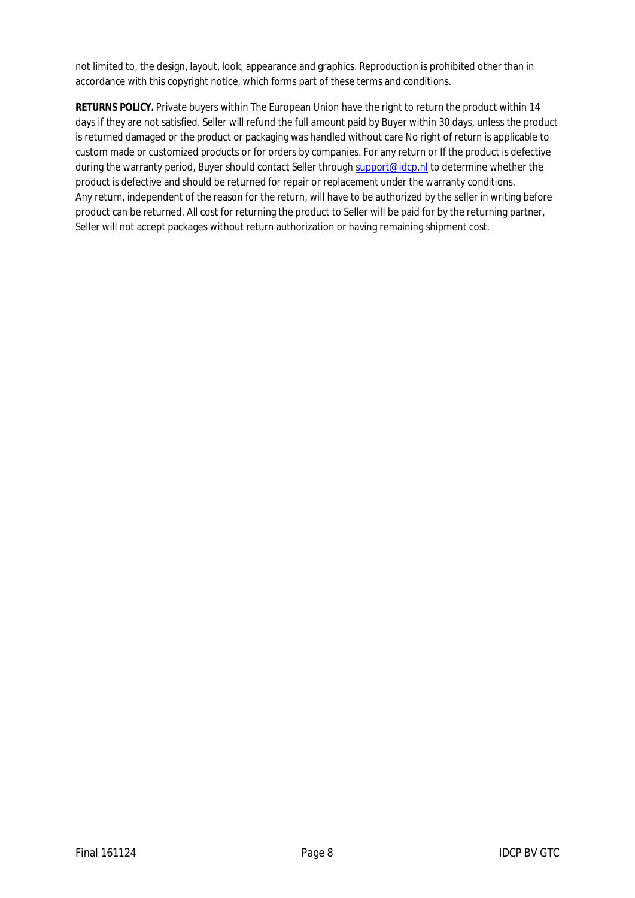not limited to, the design, layout, look, appearance and graphics. Reproduction is prohibited other than in accordance with this copyright notice, which forms part of these terms and conditions.

**RETURNS POLICY.** Private buyers within The European Union have the right to return the product within 14 days if they are not satisfied. Seller will refund the full amount paid by Buyer within 30 days, unless the product is returned damaged or the product or packaging was handled without care No right of return is applicable to custom made or customized products or for orders by companies. For any return or If the product is defective during the warranty period, Buyer should contact Seller through support@idcp.nl to determine whether the product is defective and should be returned for repair or replacement under the warranty conditions.
Any return, independent of the reason for the return, will have to be authorized by the seller in writing before product can be returned. All cost for returning the product to Seller will be paid for by the returning partner, Seller will not accept packages without return authorization or having remaining shipment cost.